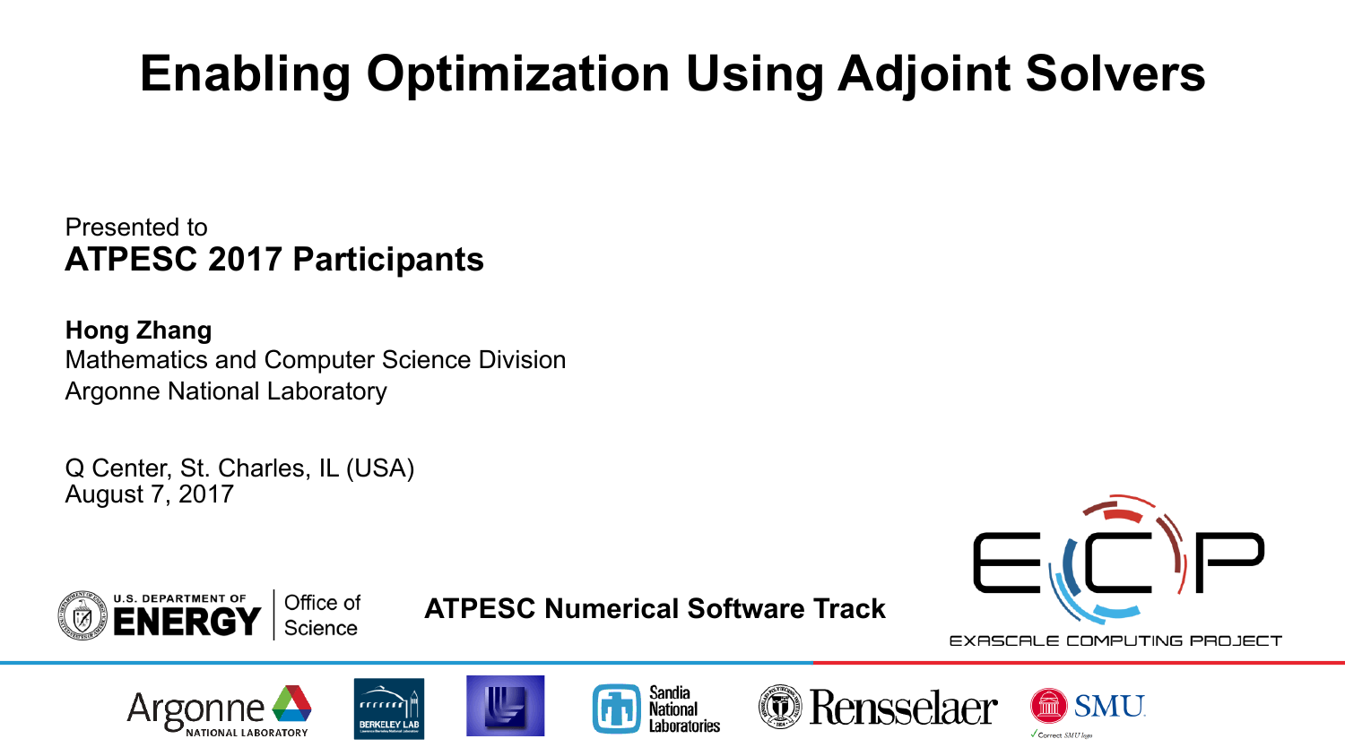# Enabling Optimization Using Adjoint Solvers

Presented to
**ATPESC 2017 Participants**

**Hong Zhang**
Mathematics and Computer Science Division
Argonne National Laboratory

Q Center, St. Charles, IL (USA)
August 7, 2017

**ATPESC Numerical Software Track**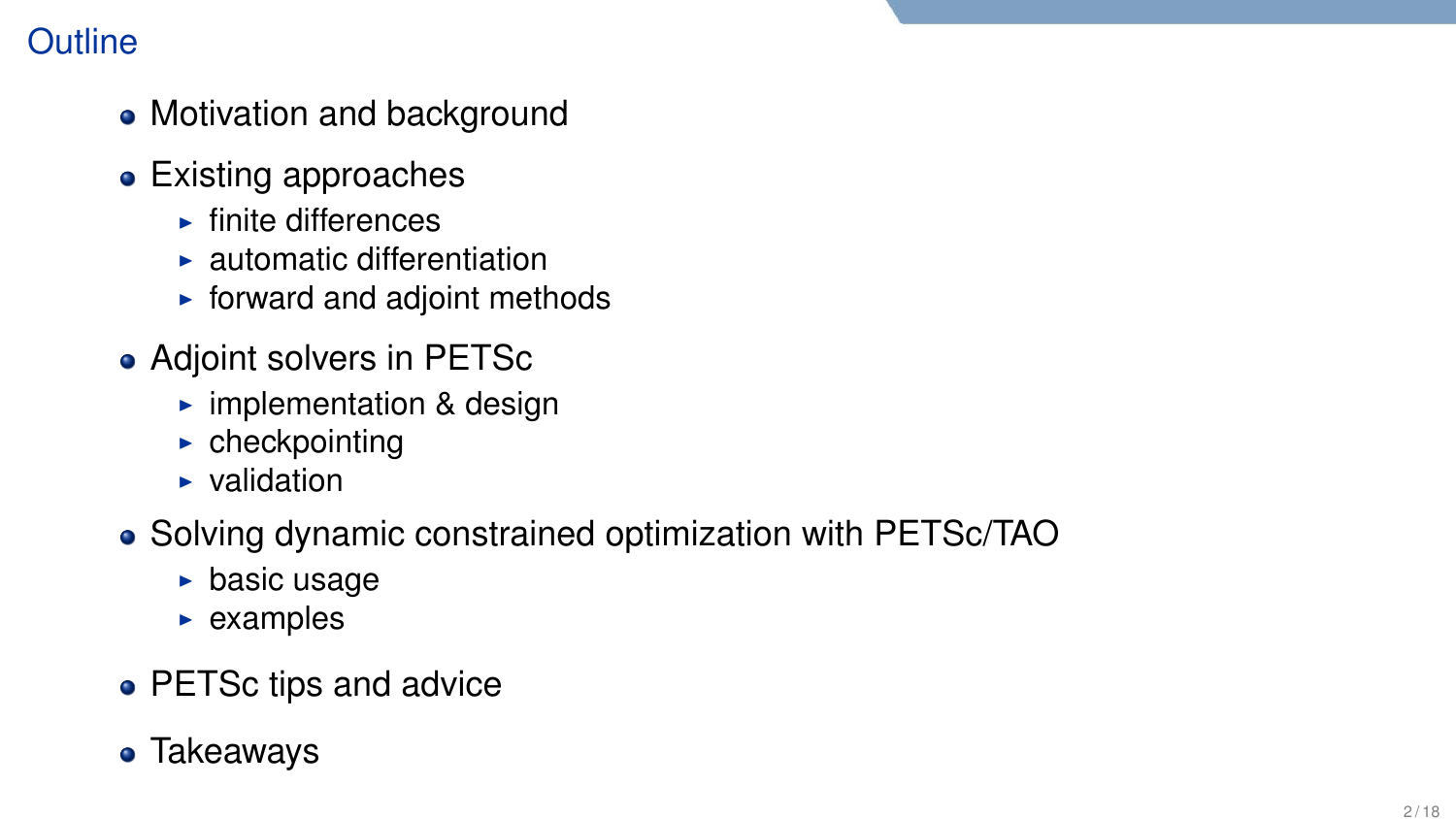# Outline

- Motivation and background
- Existing approaches
  - finite differences
  - automatic differentiation
  - forward and adjoint methods
- Adjoint solvers in PETSc
  - implementation & design
  - checkpointing
  - validation
- Solving dynamic constrained optimization with PETSc/TAO
  - basic usage
  - examples
- PETSc tips and advice
- Takeaways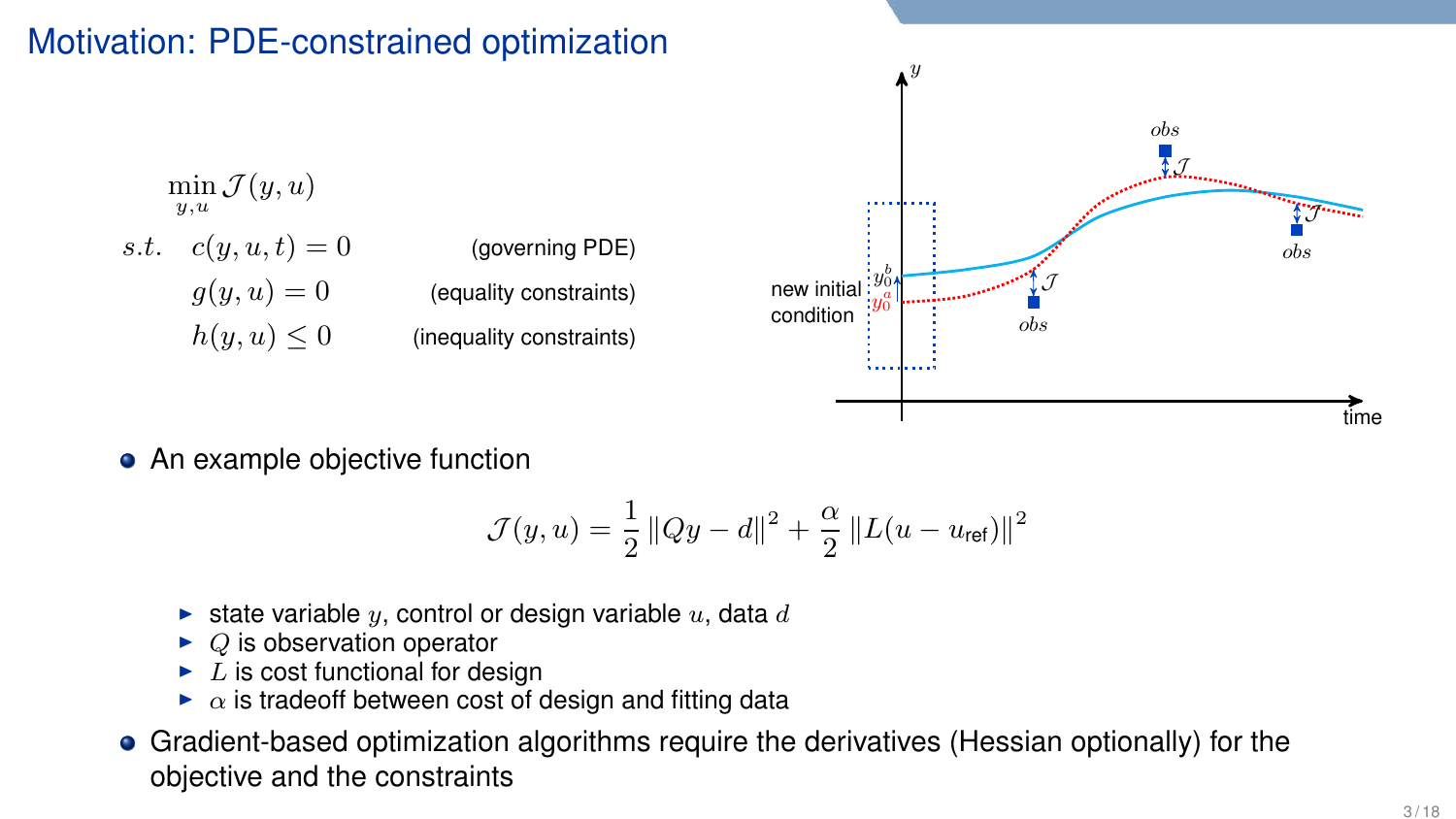# Motivation: PDE-constrained optimization

$$
\begin{aligned}
&\min_{y,u} \mathcal{J}(y,u) \\
s.t.\quad & c(y,u,t) = 0 \qquad \text{(governing PDE)} \\
& g(y,u) = 0 \qquad \text{(equality constraints)} \\
& h(y,u) \leq 0 \qquad \text{(inequality constraints)}
\end{aligned}
$$

- An example objective function

$$
\mathcal{J}(y,u) = \frac{1}{2}\left\|Qy - d\right\|^2 + \frac{\alpha}{2}\left\|L(u - u_{\text{ref}})\right\|^2
$$

  - state variable $y$, control or design variable $u$, data $d$
  - $Q$ is observation operator
  - $L$ is cost functional for design
  - $\alpha$ is tradeoff between cost of design and fitting data

- Gradient-based optimization algorithms require the derivatives (Hessian optionally) for the objective and the constraints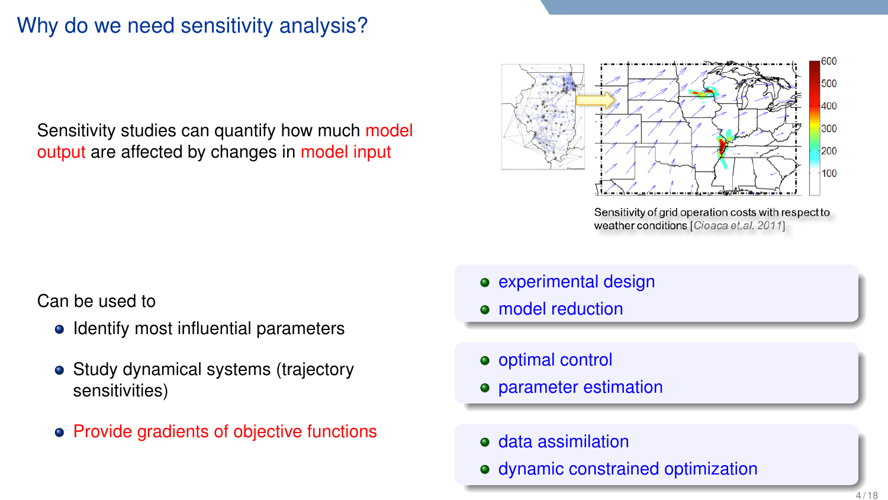# Why do we need sensitivity analysis?

Sensitivity studies can quantify how much model output are affected by changes in model input

Sensitivity of grid operation costs with respect to weather conditions [*Cioaca et.al. 2011*]

Can be used to

- Identify most influential parameters
- Study dynamical systems (trajectory sensitivities)
- Provide gradients of objective functions

- experimental design
- model reduction

- optimal control
- parameter estimation

- data assimilation
- dynamic constrained optimization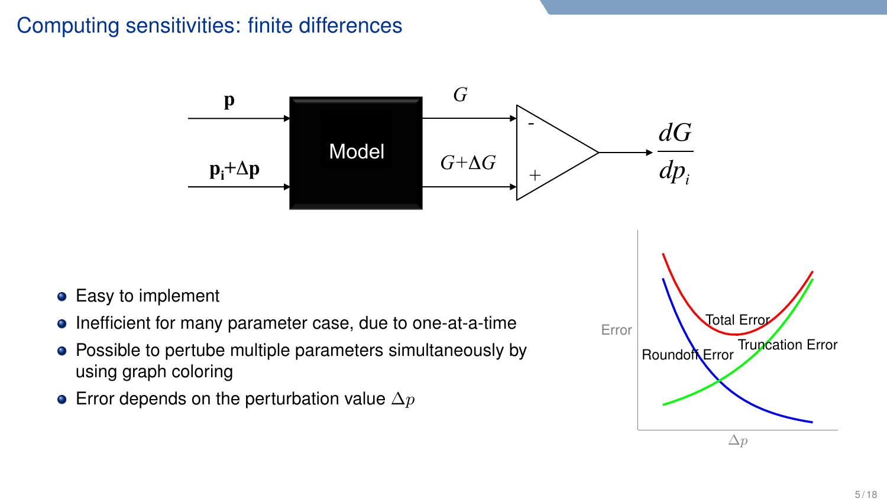# Computing sensitivities: finite differences

- Easy to implement
- Inefficient for many parameter case, due to one-at-a-time
- Possible to pertube multiple parameters simultaneously by using graph coloring
- Error depends on the perturbation value $\Delta p$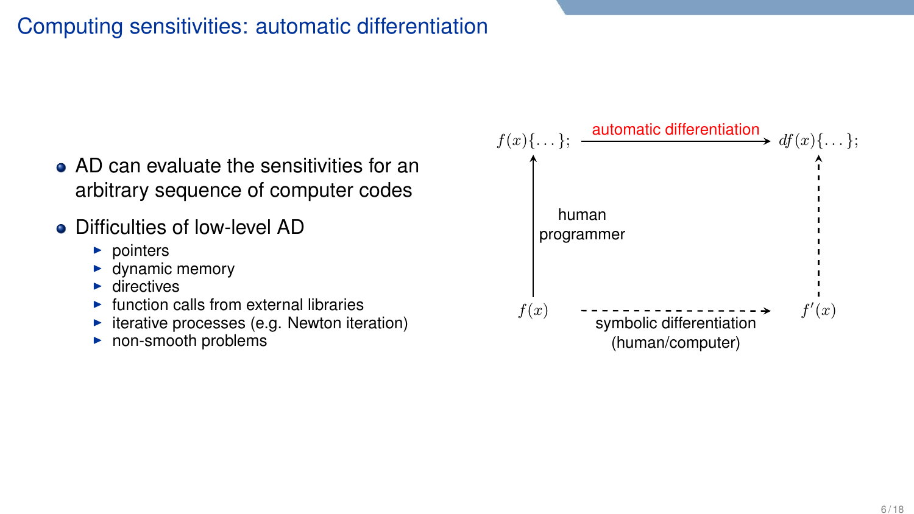# Computing sensitivities: automatic differentiation

- AD can evaluate the sensitivities for an arbitrary sequence of computer codes
- Difficulties of low-level AD
  - pointers
  - dynamic memory
  - directives
  - function calls from external libraries
  - iterative processes (e.g. Newton iteration)
  - non-smooth problems

$f(x)\{\ldots\};$ —automatic differentiation→ $df(x)\{\ldots\};$

human programmer: $f(x)$ → $f(x)\{\ldots\};$

$f(x)$ - - symbolic differentiation (human/computer) - → $f'(x)$ - - → $df(x)\{\ldots\};$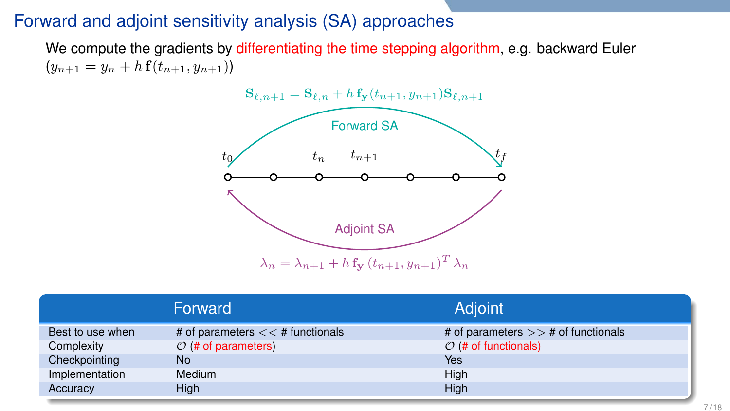# Forward and adjoint sensitivity analysis (SA) approaches

We compute the gradients by differentiating the time stepping algorithm, e.g. backward Euler ($y_{n+1} = y_n + h\,\mathbf{f}(t_{n+1}, y_{n+1})$)

Forward SA:

$$\mathbf{S}_{\ell,n+1} = \mathbf{S}_{\ell,n} + h\,\mathbf{f}_{\mathbf{y}}(t_{n+1}, y_{n+1})\mathbf{S}_{\ell,n+1}$$

$t_0 \quad t_n \quad t_{n+1} \quad t_f$

Adjoint SA:

$$\lambda_n = \lambda_{n+1} + h\,\mathbf{f}_{\mathbf{y}}\left(t_{n+1}, y_{n+1}\right)^T \lambda_n$$

| | Forward | Adjoint |
|---|---|---|
| Best to use when | # of parameters $<<$ # functionals | # of parameters $>>$ # of functionals |
| Complexity | $\mathcal{O}$ (# of parameters) | $\mathcal{O}$ (# of functionals) |
| Checkpointing | No | Yes |
| Implementation | Medium | High |
| Accuracy | High | High |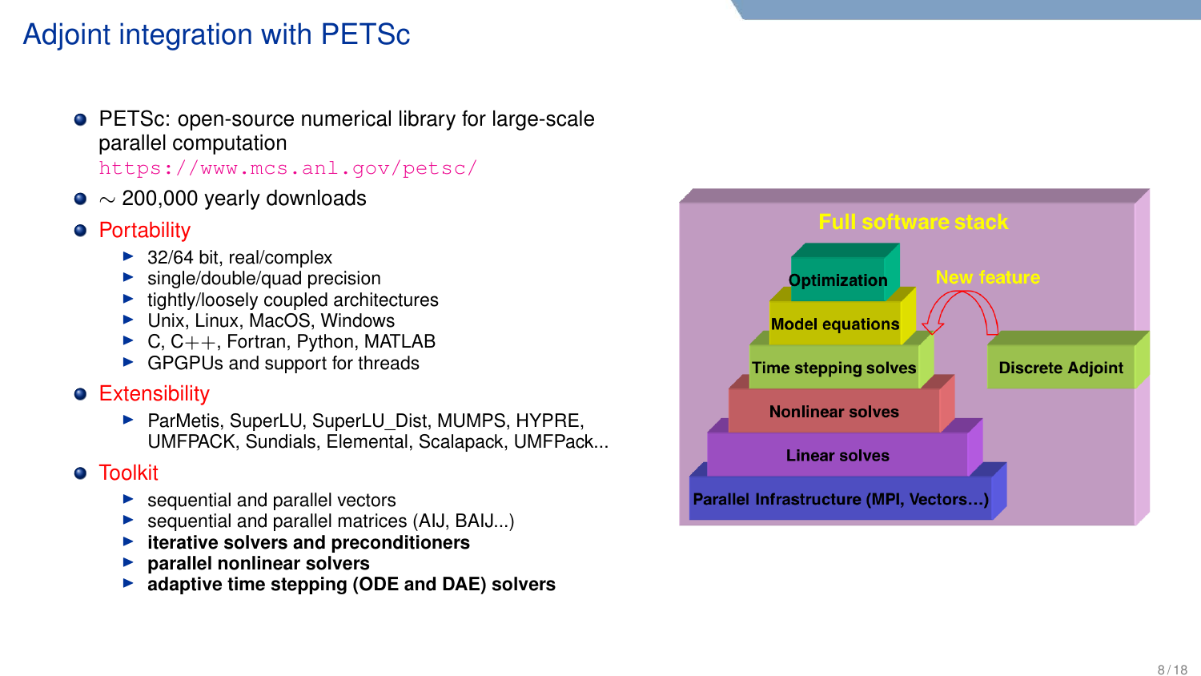# Adjoint integration with PETSc

- PETSc: open-source numerical library for large-scale parallel computation
  https://www.mcs.anl.gov/petsc/
- $\sim$ 200,000 yearly downloads
- Portability
  - 32/64 bit, real/complex
  - single/double/quad precision
  - tightly/loosely coupled architectures
  - Unix, Linux, MacOS, Windows
  - C, C++, Fortran, Python, MATLAB
  - GPGPUs and support for threads
- Extensibility
  - ParMetis, SuperLU, SuperLU_Dist, MUMPS, HYPRE, UMFPACK, Sundials, Elemental, Scalapack, UMFPack...
- Toolkit
  - sequential and parallel vectors
  - sequential and parallel matrices (AIJ, BAIJ...)
  - **iterative solvers and preconditioners**
  - **parallel nonlinear solvers**
  - **adaptive time stepping (ODE and DAE) solvers**

Full software stack

- Optimization
- Model equations
- Time stepping solves
- Nonlinear solves
- Linear solves
- Parallel Infrastructure (MPI, Vectors...)

New feature: Discrete Adjoint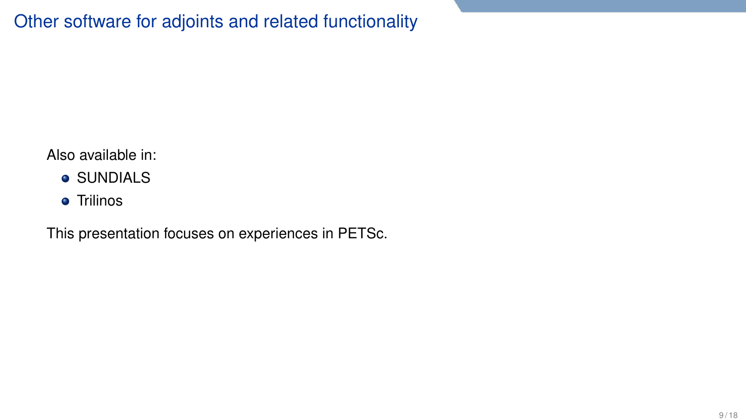# Other software for adjoints and related functionality

Also available in:

- SUNDIALS
- Trilinos

This presentation focuses on experiences in PETSc.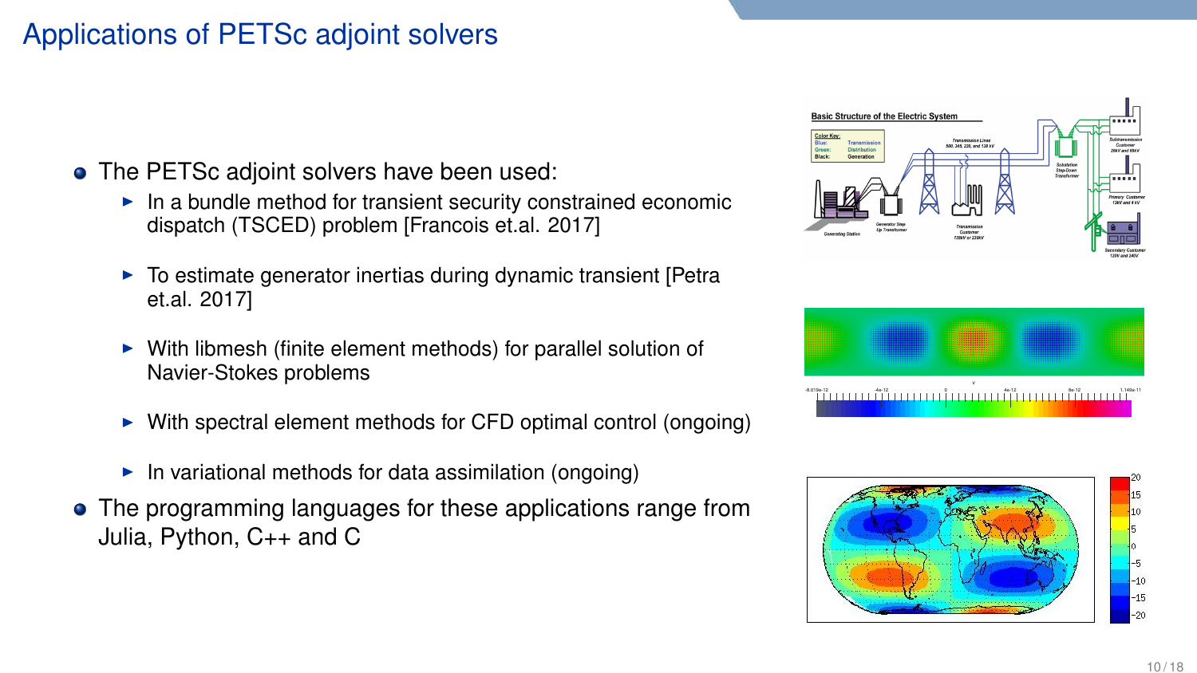# Applications of PETSc adjoint solvers

- The PETSc adjoint solvers have been used:
  - In a bundle method for transient security constrained economic dispatch (TSCED) problem [Francois et.al. 2017]
  - To estimate generator inertias during dynamic transient [Petra et.al. 2017]
  - With libmesh (finite element methods) for parallel solution of Navier-Stokes problems
  - With spectral element methods for CFD optimal control (ongoing)
  - In variational methods for data assimilation (ongoing)
- The programming languages for these applications range from Julia, Python, C++ and C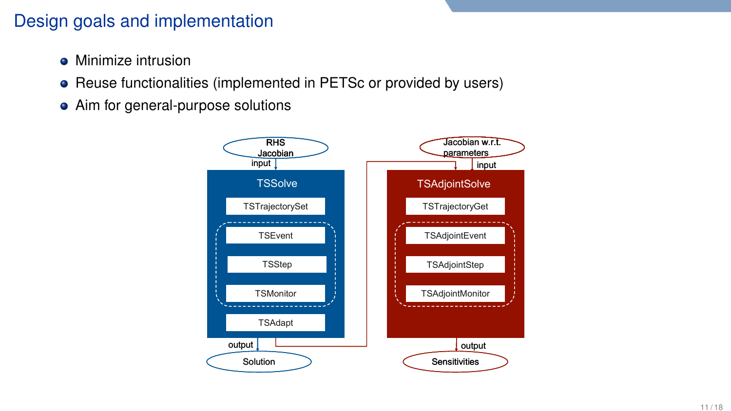# Design goals and implementation

- Minimize intrusion
- Reuse functionalities (implemented in PETSc or provided by users)
- Aim for general-purpose solutions

RHS Jacobian → input → **TSSolve**: TSTrajectorySet, TSEvent, TSStep, TSMonitor, TSAdapt → output → Solution

Jacobian w.r.t. parameters → input → **TSAdjointSolve**: TSTrajectoryGet, TSAdjointEvent, TSAdjointStep, TSAdjointMonitor → output → Sensitivities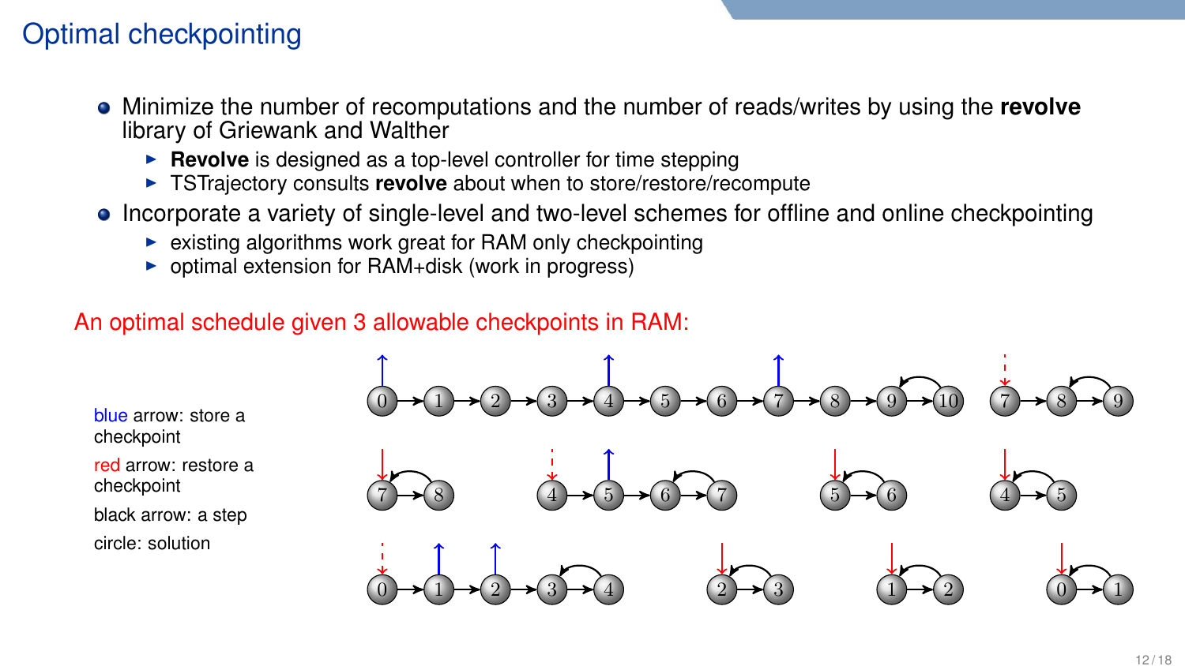# Optimal checkpointing

- Minimize the number of recomputations and the number of reads/writes by using the **revolve** library of Griewank and Walther
  - **Revolve** is designed as a top-level controller for time stepping
  - TSTrajectory consults **revolve** about when to store/restore/recompute
- Incorporate a variety of single-level and two-level schemes for offline and online checkpointing
  - existing algorithms work great for RAM only checkpointing
  - optimal extension for RAM+disk (work in progress)

An optimal schedule given 3 allowable checkpoints in RAM:

blue arrow: store a checkpoint

red arrow: restore a checkpoint

black arrow: a step

circle: solution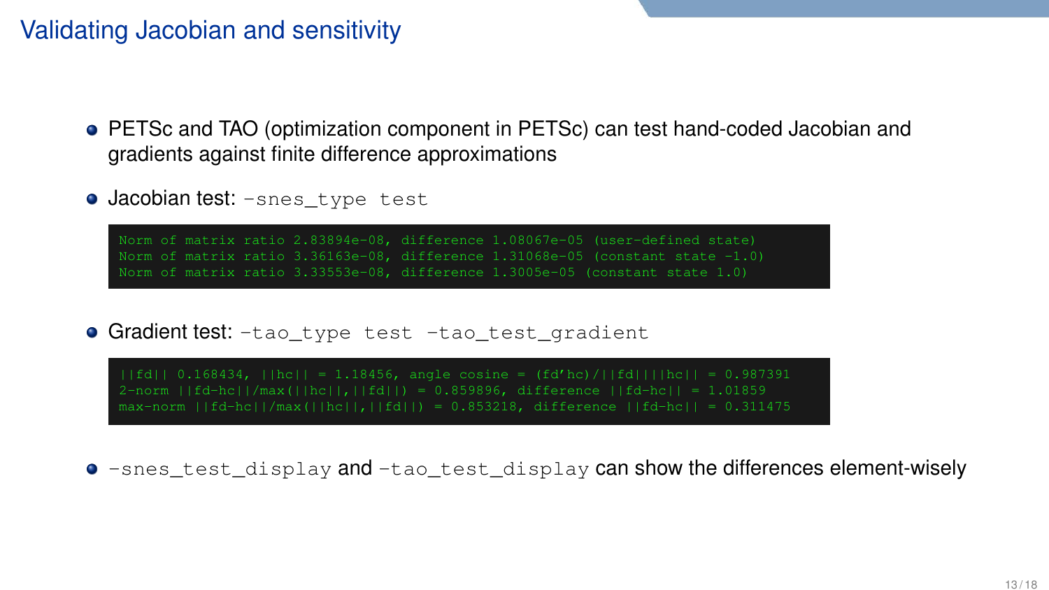# Validating Jacobian and sensitivity

- PETSc and TAO (optimization component in PETSc) can test hand-coded Jacobian and gradients against finite difference approximations
- Jacobian test: `-snes_type test`

```
Norm of matrix ratio 2.83894e-08, difference 1.08067e-05 (user-defined state)
Norm of matrix ratio 3.36163e-08, difference 1.31068e-05 (constant state -1.0)
Norm of matrix ratio 3.33553e-08, difference 1.3005e-05 (constant state 1.0)
```

- Gradient test: `-tao_type test -tao_test_gradient`

```
||fd|| 0.168434, ||hc|| = 1.18456, angle cosine = (fd'hc)/||fd||||hc|| = 0.987391
2-norm ||fd-hc||/max(||hc||,||fd||) = 0.859896, difference ||fd-hc|| = 1.01859
max-norm ||fd-hc||/max(||hc||,||fd||) = 0.853218, difference ||fd-hc|| = 0.311475
```

- `-snes_test_display` and `-tao_test_display` can show the differences element-wisely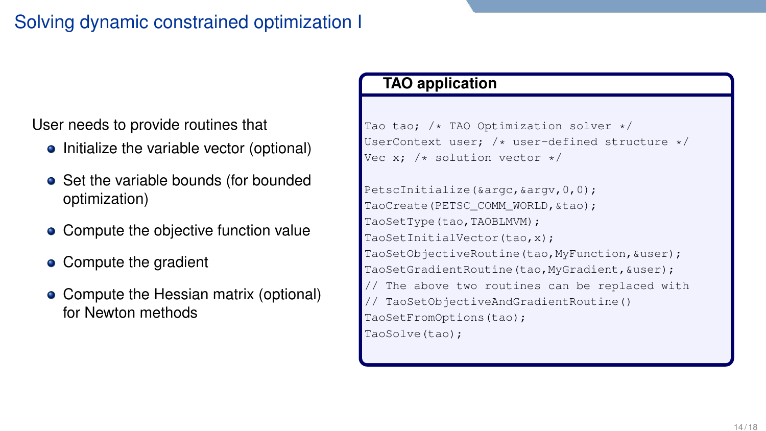# Solving dynamic constrained optimization I

User needs to provide routines that

- Initialize the variable vector (optional)
- Set the variable bounds (for bounded optimization)
- Compute the objective function value
- Compute the gradient
- Compute the Hessian matrix (optional) for Newton methods

**TAO application**

```
Tao tao; /* TAO Optimization solver */
UserContext user; /* user-defined structure */
Vec x; /* solution vector */

PetscInitialize(&argc,&argv,0,0);
TaoCreate(PETSC_COMM_WORLD,&tao);
TaoSetType(tao,TAOBLMVM);
TaoSetInitialVector(tao,x);
TaoSetObjectiveRoutine(tao,MyFunction,&user);
TaoSetGradientRoutine(tao,MyGradient,&user);
// The above two routines can be replaced with
// TaoSetObjectiveAndGradientRoutine()
TaoSetFromOptions(tao);
TaoSolve(tao);
```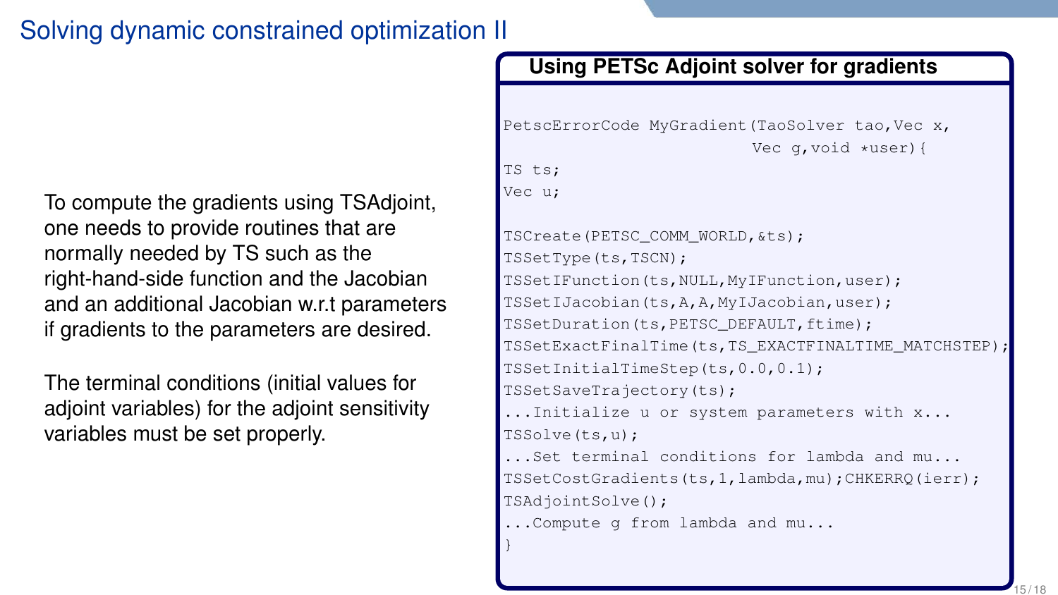# Solving dynamic constrained optimization II

To compute the gradients using TSAdjoint, one needs to provide routines that are normally needed by TS such as the right-hand-side function and the Jacobian and an additional Jacobian w.r.t parameters if gradients to the parameters are desired.

The terminal conditions (initial values for adjoint variables) for the adjoint sensitivity variables must be set properly.

**Using PETSc Adjoint solver for gradients**

```
PetscErrorCode MyGradient(TaoSolver tao,Vec x,
                          Vec g,void *user){
TS ts;
Vec u;

TSCreate(PETSC_COMM_WORLD,&ts);
TSSetType(ts,TSCN);
TSSetIFunction(ts,NULL,MyIFunction,user);
TSSetIJacobian(ts,A,A,MyIJacobian,user);
TSSetDuration(ts,PETSC_DEFAULT,ftime);
TSSetExactFinalTime(ts,TS_EXACTFINALTIME_MATCHSTEP);
TSSetInitialTimeStep(ts,0.0,0.1);
TSSetSaveTrajectory(ts);
...Initialize u or system parameters with x...
TSSolve(ts,u);
...Set terminal conditions for lambda and mu...
TSSetCostGradients(ts,1,lambda,mu);CHKERRQ(ierr);
TSAdjointSolve();
...Compute g from lambda and mu...
}
```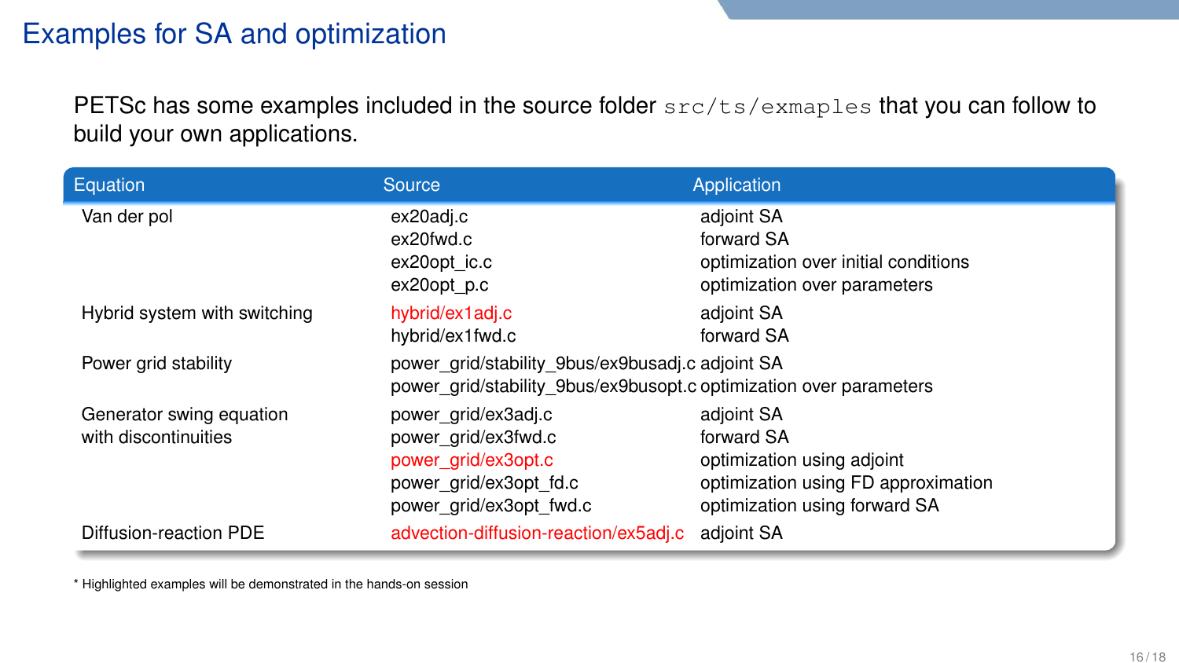# Examples for SA and optimization

PETSc has some examples included in the source folder `src/ts/exmaples` that you can follow to build your own applications.

| Equation | Source | Application |
|---|---|---|
| Van der pol | ex20adj.c | adjoint SA |
| | ex20fwd.c | forward SA |
| | ex20opt_ic.c | optimization over initial conditions |
| | ex20opt_p.c | optimization over parameters |
| Hybrid system with switching | hybrid/ex1adj.c | adjoint SA |
| | hybrid/ex1fwd.c | forward SA |
| Power grid stability | power_grid/stability_9bus/ex9busadj.c | adjoint SA |
| | power_grid/stability_9bus/ex9busopt.c | optimization over parameters |
| Generator swing equation with discontinuities | power_grid/ex3adj.c | adjoint SA |
| | power_grid/ex3fwd.c | forward SA |
| | power_grid/ex3opt.c | optimization using adjoint |
| | power_grid/ex3opt_fd.c | optimization using FD approximation |
| | power_grid/ex3opt_fwd.c | optimization using forward SA |
| Diffusion-reaction PDE | advection-diffusion-reaction/ex5adj.c | adjoint SA |

* Highlighted examples will be demonstrated in the hands-on session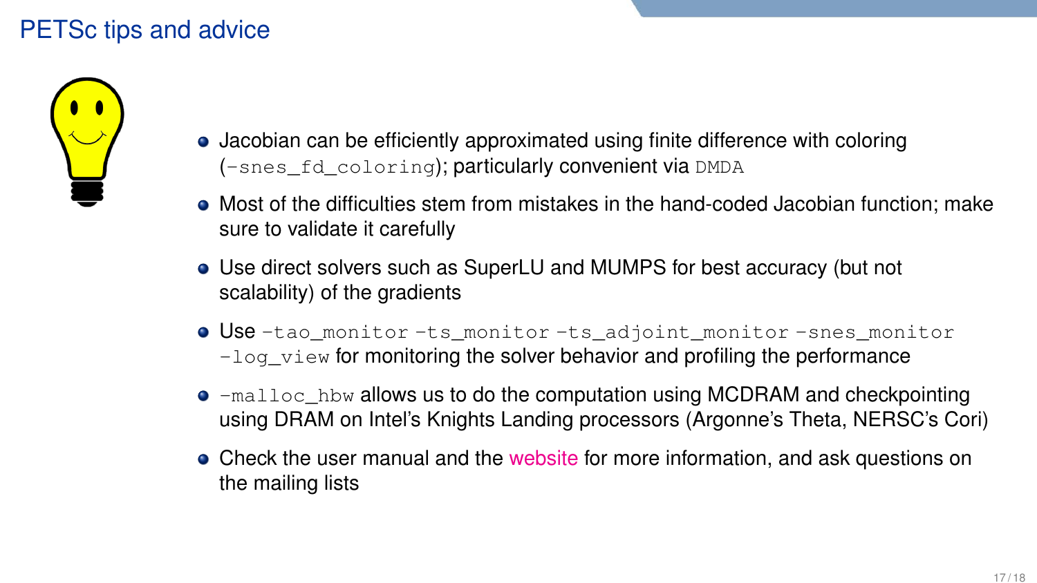# PETSc tips and advice

- Jacobian can be efficiently approximated using finite difference with coloring (`-snes_fd_coloring`); particularly convenient via `DMDA`
- Most of the difficulties stem from mistakes in the hand-coded Jacobian function; make sure to validate it carefully
- Use direct solvers such as SuperLU and MUMPS for best accuracy (but not scalability) of the gradients
- Use `-tao_monitor` `-ts_monitor` `-ts_adjoint_monitor` `-snes_monitor` `-log_view` for monitoring the solver behavior and profiling the performance
- `-malloc_hbw` allows us to do the computation using MCDRAM and checkpointing using DRAM on Intel's Knights Landing processors (Argonne's Theta, NERSC's Cori)
- Check the user manual and the website for more information, and ask questions on the mailing lists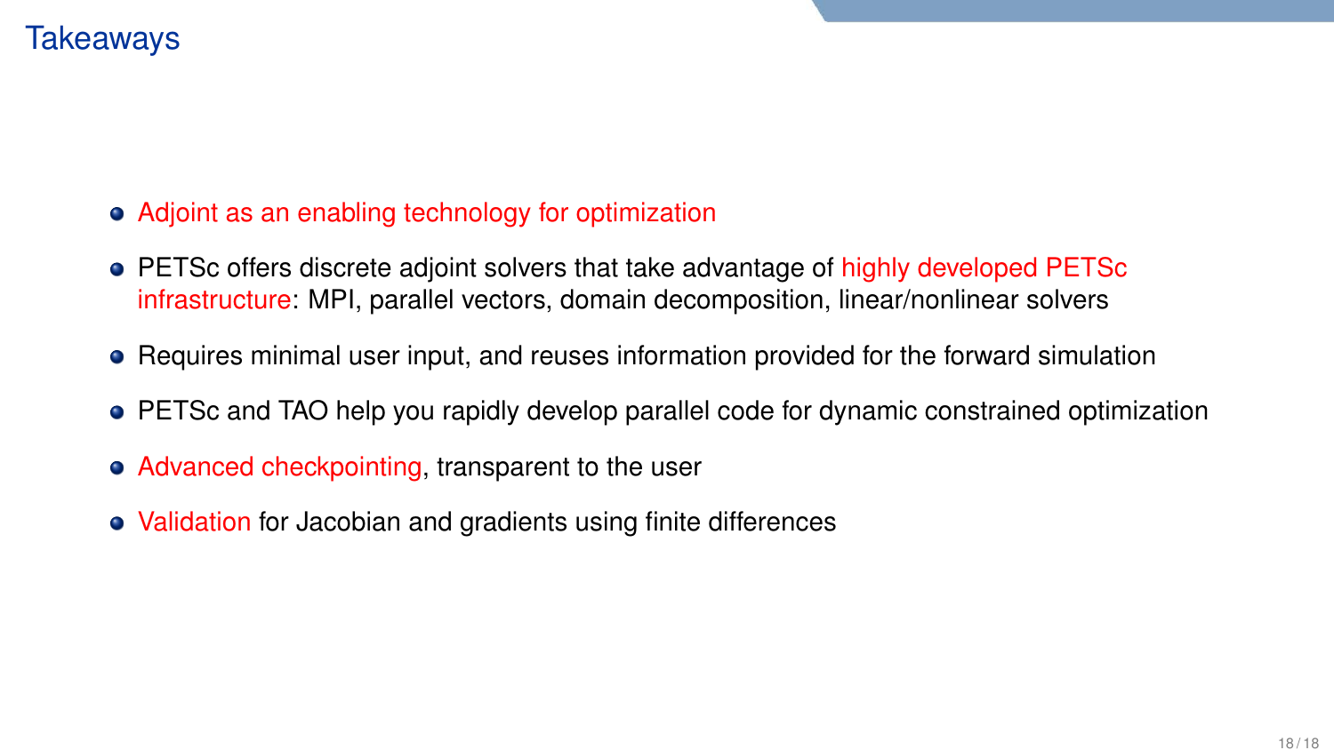# Takeaways

- Adjoint as an enabling technology for optimization
- PETSc offers discrete adjoint solvers that take advantage of highly developed PETSc infrastructure: MPI, parallel vectors, domain decomposition, linear/nonlinear solvers
- Requires minimal user input, and reuses information provided for the forward simulation
- PETSc and TAO help you rapidly develop parallel code for dynamic constrained optimization
- Advanced checkpointing, transparent to the user
- Validation for Jacobian and gradients using finite differences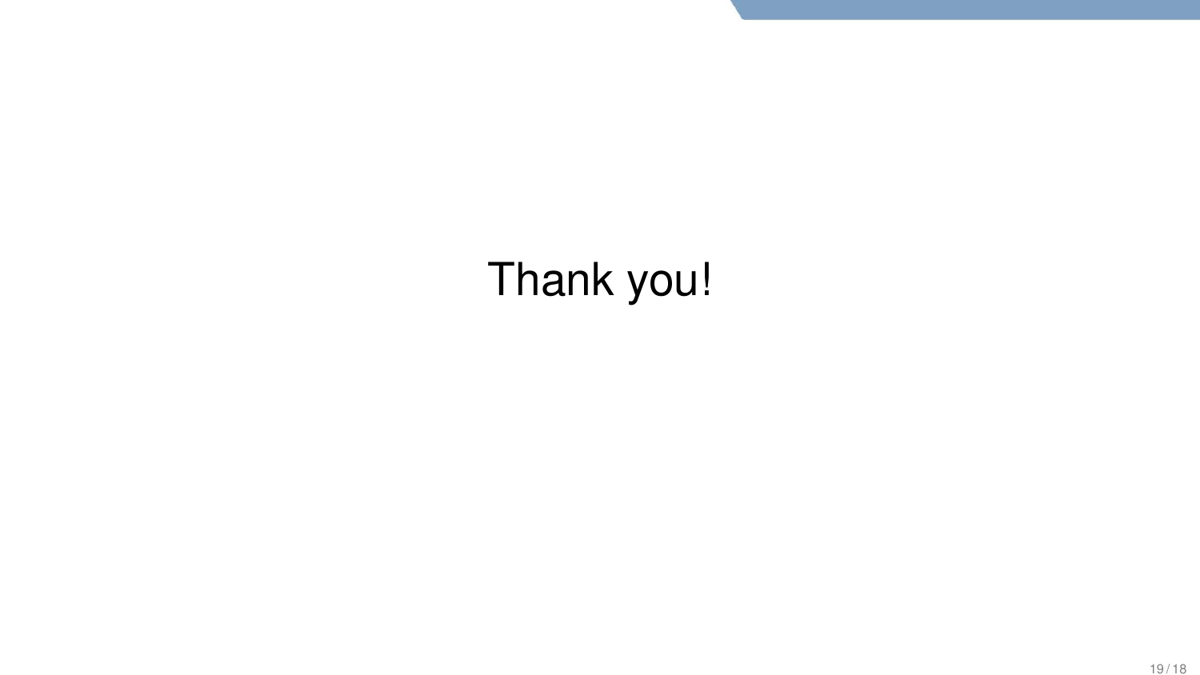Thank you!